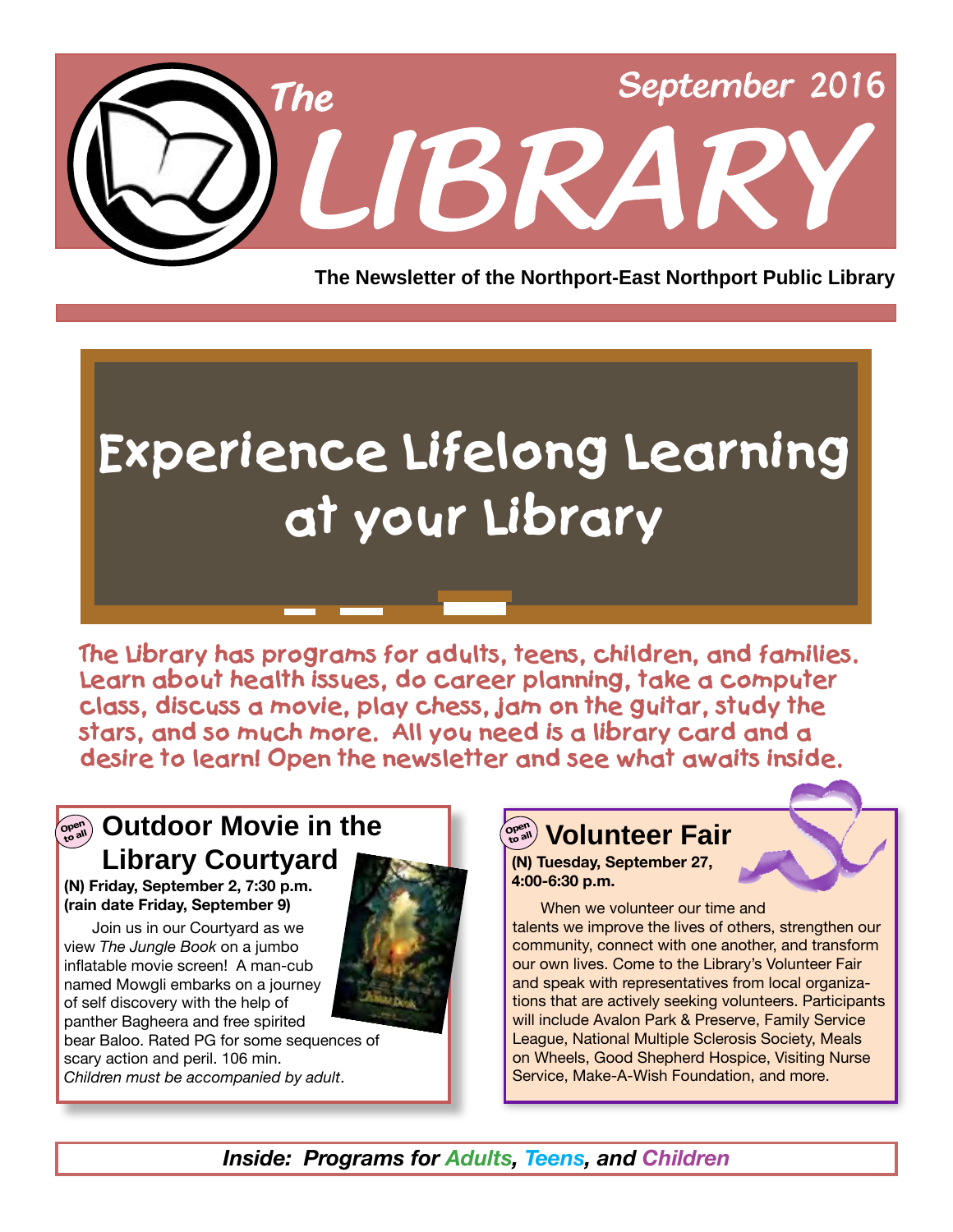# The LIBRARY

September 2016

**The Newsletter of the Northport-East Northport Public Library**

## Experience Lifelong Learning at your Library

The Library has programs for adults, teens, children, and families. Learn about health issues, do career planning, take a computer class, discuss a movie, play chess, jam on the guitar, study the stars, and so much more. All you need is a library card and a desire to learn! Open the newsletter and see what awaits inside.

### Outdoor Movie in the Library Courtyard

Open to all

**(N) Friday, September 2, 7:30 p.m.**
**(rain date Friday, September 9)**

Join us in our Courtyard as we view *The Jungle Book* on a jumbo inflatable movie screen! A man-cub named Mowgli embarks on a journey of self discovery with the help of panther Bagheera and free spirited bear Baloo. Rated PG for some sequences of scary action and peril. 106 min.
*Children must be accompanied by adult*.

### Volunteer Fair

Open to all

**(N) Tuesday, September 27, 4:00-6:30 p.m.**

When we volunteer our time and talents we improve the lives of others, strengthen our community, connect with one another, and transform our own lives. Come to the Library's Volunteer Fair and speak with representatives from local organizations that are actively seeking volunteers. Participants will include Avalon Park & Preserve, Family Service League, National Multiple Sclerosis Society, Meals on Wheels, Good Shepherd Hospice, Visiting Nurse Service, Make-A-Wish Foundation, and more.

***Inside: Programs for Adults, Teens, and Children***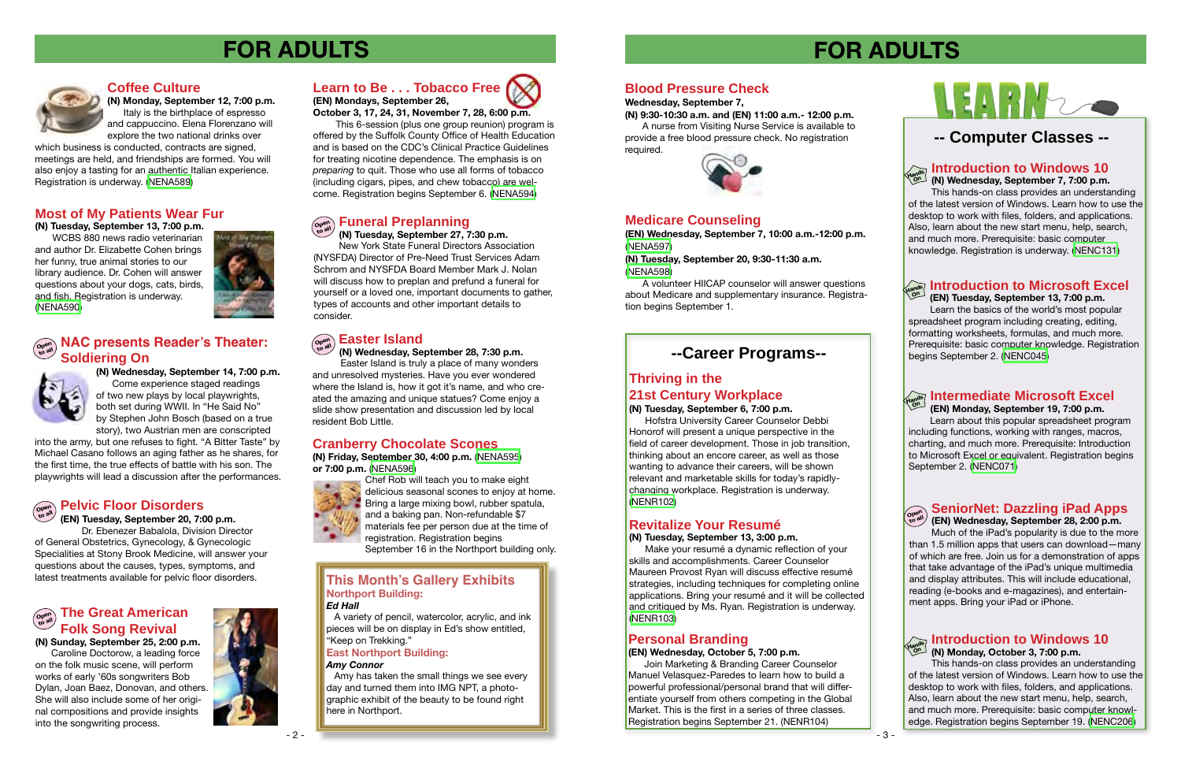# FOR ADULTS

## Coffee Culture

**(N) Monday, September 12, 7:00 p.m.**

Italy is the birthplace of espresso and cappuccino. Elena Florenzano will explore the two national drinks over which business is conducted, contracts are signed, meetings are held, and friendships are formed. You will also enjoy a tasting for an authentic Italian experience. Registration is underway. (NENA589)

## Most of My Patients Wear Fur

**(N) Tuesday, September 13, 7:00 p.m.**

WCBS 880 news radio veterinarian and author Dr. Elizabette Cohen brings her funny, true animal stories to our library audience. Dr. Cohen will answer questions about your dogs, cats, birds, and fish. Registration is underway. (NENA590)

## NAC presents Reader's Theater: Soldiering On

Open to all

**(N) Wednesday, September 14, 7:00 p.m.**

Come experience staged readings of two new plays by local playwrights, both set during WWII. In "He Said No" by Stephen John Bosch (based on a true story), two Austrian men are conscripted into the army, but one refuses to fight. "A Bitter Taste" by Michael Casano follows an aging father as he shares, for the first time, the true effects of battle with his son. The playwrights will lead a discussion after the performances.

## Pelvic Floor Disorders

Open to all

**(EN) Tuesday, September 20, 7:00 p.m.**

Dr. Ebenezer Babalola, Division Director of General Obstetrics, Gynecology, & Gynecologic Specialities at Stony Brook Medicine, will answer your questions about the causes, types, symptoms, and latest treatments available for pelvic floor disorders.

## The Great American Folk Song Revival

Open to all

**(N) Sunday, September 25, 2:00 p.m.**

Caroline Doctorow, a leading force on the folk music scene, will perform works of early '60s songwriters Bob Dylan, Joan Baez, Donovan, and others. She will also include some of her original compositions and provide insights into the songwriting process.

## Learn to Be . . . Tobacco Free

**(EN) Mondays, September 26, October 3, 17, 24, 31, November 7, 28, 6:00 p.m.**

This 6-session (plus one group reunion) program is offered by the Suffolk County Office of Health Education and is based on the CDC's Clinical Practice Guidelines for treating nicotine dependence. The emphasis is on *preparing* to quit. Those who use all forms of tobacco (including cigars, pipes, and chew tobacco) are welcome. Registration begins September 6. (NENA594)

## Funeral Preplanning

Open to all

**(N) Tuesday, September 27, 7:30 p.m.**

New York State Funeral Directors Association (NYSFDA) Director of Pre-Need Trust Services Adam Schrom and NYSFDA Board Member Mark J. Nolan will discuss how to preplan and prefund a funeral for yourself or a loved one, important documents to gather, types of accounts and other important details to consider.

## Easter Island

Open to all

**(N) Wednesday, September 28, 7:30 p.m.**

Easter Island is truly a place of many wonders and unresolved mysteries. Have you ever wondered where the Island is, how it got it's name, and who created the amazing and unique statues? Come enjoy a slide show presentation and discussion led by local resident Bob Little.

## Cranberry Chocolate Scones

**(N) Friday, September 30, 4:00 p.m. (NENA595) or 7:00 p.m. (NENA596)**

Chef Rob will teach you to make eight delicious seasonal scones to enjoy at home. Bring a large mixing bowl, rubber spatula, and a baking pan. Non-refundable $7 materials fee per person due at the time of registration. Registration begins September 16 in the Northport building only.

## This Month's Gallery Exhibits

**Northport Building:**

***Ed Hall***

A variety of pencil, watercolor, acrylic, and ink pieces will be on display in Ed's show entitled, "Keep on Trekking."

**East Northport Building:**

***Amy Connor***

Amy has taken the small things we see every day and turned them into IMG NPT, a photographic exhibit of the beauty to be found right here in Northport.

# FOR ADULTS

## Blood Pressure Check

**Wednesday, September 7, (N) 9:30-10:30 a.m. and (EN) 11:00 a.m.- 12:00 p.m.**

A nurse from Visiting Nurse Service is available to provide a free blood pressure check. No registration required.

## Medicare Counseling

**(EN) Wednesday, September 7, 10:00 a.m.-12:00 p.m.** (NENA597)

**(N) Tuesday, September 20, 9:30-11:30 a.m.** (NENA598)

A volunteer HIICAP counselor will answer questions about Medicare and supplementary insurance. Registration begins September 1.

## --Career Programs--

### Thriving in the 21st Century Workplace

**(N) Tuesday, September 6, 7:00 p.m.**

Hofstra University Career Counselor Debbi Honorof will present a unique perspective in the field of career development. Those in job transition, thinking about an encore career, as well as those wanting to advance their careers, will be shown relevant and marketable skills for today's rapidly-changing workplace. Registration is underway. (NENR102)

### Revitalize Your Resumé

**(N) Tuesday, September 13, 3:00 p.m.**

Make your resumé a dynamic reflection of your skills and accomplishments. Career Counselor Maureen Provost Ryan will discuss effective resumé strategies, including techniques for completing online applications. Bring your resumé and it will be collected and critiqued by Ms. Ryan. Registration is underway. (NENR103)

### Personal Branding

**(EN) Wednesday, October 5, 7:00 p.m.**

Join Marketing & Branding Career Counselor Manuel Velasquez-Paredes to learn how to build a powerful professional/personal brand that will differentiate yourself from others competing in the Global Market. This is the first in a series of three classes. Registration begins September 21. (NENR104)

## LEARN

## -- Computer Classes --

### Introduction to Windows 10

Hands On

**(N) Wednesday, September 7, 7:00 p.m.**

This hands-on class provides an understanding of the latest version of Windows. Learn how to use the desktop to work with files, folders, and applications. Also, learn about the new start menu, help, search, and much more. Prerequisite: basic computer knowledge. Registration is underway. (NENC131)

### Introduction to Microsoft Excel

Hands On

**(EN) Tuesday, September 13, 7:00 p.m.**

Learn the basics of the world's most popular spreadsheet program including creating, editing, formatting worksheets, formulas, and much more. Prerequisite: basic computer knowledge. Registration begins September 2. (NENC045)

### Intermediate Microsoft Excel

Hands On

**(EN) Monday, September 19, 7:00 p.m.**

Learn about this popular spreadsheet program including functions, working with ranges, macros, charting, and much more. Prerequisite: Introduction to Microsoft Excel or equivalent. Registration begins September 2. (NENC071)

### SeniorNet: Dazzling iPad Apps

Open to all

**(EN) Wednesday, September 28, 2:00 p.m.**

Much of the iPad's popularity is due to the more than 1.5 million apps that users can download—many of which are free. Join us for a demonstration of apps that take advantage of the iPad's unique multimedia and display attributes. This will include educational, reading (e-books and e-magazines), and entertainment apps. Bring your iPad or iPhone.

### Introduction to Windows 10

Hands On

**(N) Monday, October 3, 7:00 p.m.**

This hands-on class provides an understanding of the latest version of Windows. Learn how to use the desktop to work with files, folders, and applications. Also, learn about the new start menu, help, search, and much more. Prerequisite: basic computer knowledge. Registration begins September 19. (NENC206)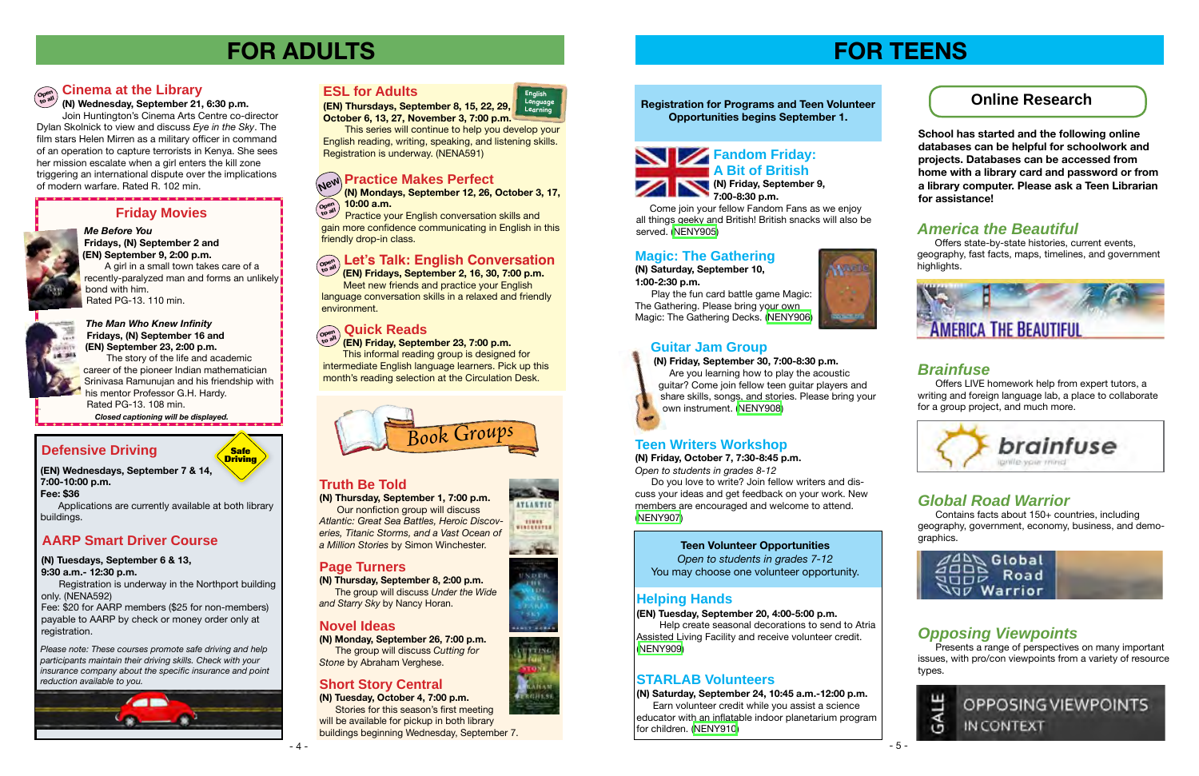# FOR ADULTS

## Cinema at the Library

Open to all

**(N) Wednesday, September 21, 6:30 p.m.**

Join Huntington's Cinema Arts Centre co-director Dylan Skolnick to view and discuss *Eye in the Sky*. The film stars Helen Mirren as a military officer in command of an operation to capture terrorists in Kenya. She sees her mission escalate when a girl enters the kill zone triggering an international dispute over the implications of modern warfare. Rated R. 102 min.

## Friday Movies

***Me Before You***

**Fridays, (N) September 2 and (EN) September 9, 2:00 p.m.**

A girl in a small town takes care of a recently-paralyzed man and forms an unlikely bond with him.

Rated PG-13. 110 min.

***The Man Who Knew Infinity***

**Fridays, (N) September 16 and (EN) September 23, 2:00 p.m.**

The story of the life and academic career of the pioneer Indian mathematician Srinivasa Ramunujan and his friendship with his mentor Professor G.H. Hardy.

Rated PG-13. 108 min.

*Closed captioning will be displayed.*

## Defensive Driving

Safe Driving

**(EN) Wednesdays, September 7 & 14, 7:00-10:00 p.m.**

**Fee: $36**

Applications are currently available at both library buildings.

## AARP Smart Driver Course

**(N) Tuesdays, September 6 & 13, 9:30 a.m.- 12:30 p.m.**

Registration is underway in the Northport building only. (NENA592)

Fee: $20 for AARP members ($25 for non-members) payable to AARP by check or money order only at registration.

*Please note: These courses promote safe driving and help participants maintain their driving skills. Check with your insurance company about the specific insurance and point reduction available to you.*

## ESL for Adults

English Language Learning

**(EN) Thursdays, September 8, 15, 22, 29, October 6, 13, 27, November 3, 7:00 p.m.**

This series will continue to help you develop your English reading, writing, speaking, and listening skills. Registration is underway. (NENA591)

## Practice Makes Perfect

New · Open to all

**(N) Mondays, September 12, 26, October 3, 17, 10:00 a.m.**

Practice your English conversation skills and gain more confidence communicating in English in this friendly drop-in class.

## Let's Talk: English Conversation

Open to all

**(EN) Fridays, September 2, 16, 30, 7:00 p.m.**

Meet new friends and practice your English language conversation skills in a relaxed and friendly environment.

## Quick Reads

Open to all

**(EN) Friday, September 23, 7:00 p.m.**

This informal reading group is designed for intermediate English language learners. Pick up this month's reading selection at the Circulation Desk.

## Book Groups

### Truth Be Told

**(N) Thursday, September 1, 7:00 p.m.**

Our nonfiction group will discuss *Atlantic: Great Sea Battles, Heroic Discoveries, Titanic Storms, and a Vast Ocean of a Million Stories* by Simon Winchester.

### Page Turners

**(N) Thursday, September 8, 2:00 p.m.**

The group will discuss *Under the Wide and Starry Sky* by Nancy Horan.

### Novel Ideas

**(N) Monday, September 26, 7:00 p.m.**

The group will discuss *Cutting for Stone* by Abraham Verghese.

### Short Story Central

**(N) Tuesday, October 4, 7:00 p.m.**

Stories for this season's first meeting will be available for pickup in both library buildings beginning Wednesday, September 7.

# FOR TEENS

**Registration for Programs and Teen Volunteer Opportunities begins September 1.**

## Fandom Friday: A Bit of British

**(N) Friday, September 9, 7:00-8:30 p.m.**

Come join your fellow Fandom Fans as we enjoy all things geeky and British! British snacks will also be served. (NENY905)

## Magic: The Gathering

**(N) Saturday, September 10, 1:00-2:30 p.m.**

Play the fun card battle game Magic: The Gathering. Please bring your own Magic: The Gathering Decks. (NENY906)

## Guitar Jam Group

**(N) Friday, September 30, 7:00-8:30 p.m.**

Are you learning how to play the acoustic guitar? Come join fellow teen guitar players and share skills, songs, and stories. Please bring your own instrument. (NENY908)

## Teen Writers Workshop

**(N) Friday, October 7, 7:30-8:45 p.m.**

*Open to students in grades 8-12*

Do you love to write? Join fellow writers and discuss your ideas and get feedback on your work. New members are encouraged and welcome to attend. (NENY907)

**Teen Volunteer Opportunities**

*Open to students in grades 7-12*

You may choose one volunteer opportunity.

## Helping Hands

**(EN) Tuesday, September 20, 4:00-5:00 p.m.**

Help create seasonal decorations to send to Atria Assisted Living Facility and receive volunteer credit. (NENY909)

## STARLAB Volunteers

**(N) Saturday, September 24, 10:45 a.m.-12:00 p.m.**

Earn volunteer credit while you assist a science educator with an inflatable indoor planetarium program for children. (NENY910)

## Online Research

**School has started and the following online databases can be helpful for schoolwork and projects. Databases can be accessed from home with a library card and password or from a library computer. Please ask a Teen Librarian for assistance!**

### *America the Beautiful*

Offers state-by-state histories, current events, geography, fast facts, maps, timelines, and government highlights.

### *Brainfuse*

Offers LIVE homework help from expert tutors, a writing and foreign language lab, a place to collaborate for a group project, and much more.

### *Global Road Warrior*

Contains facts about 150+ countries, including geography, government, economy, business, and demographics.

### *Opposing Viewpoints*

Presents a range of perspectives on many important issues, with pro/con viewpoints from a variety of resource types.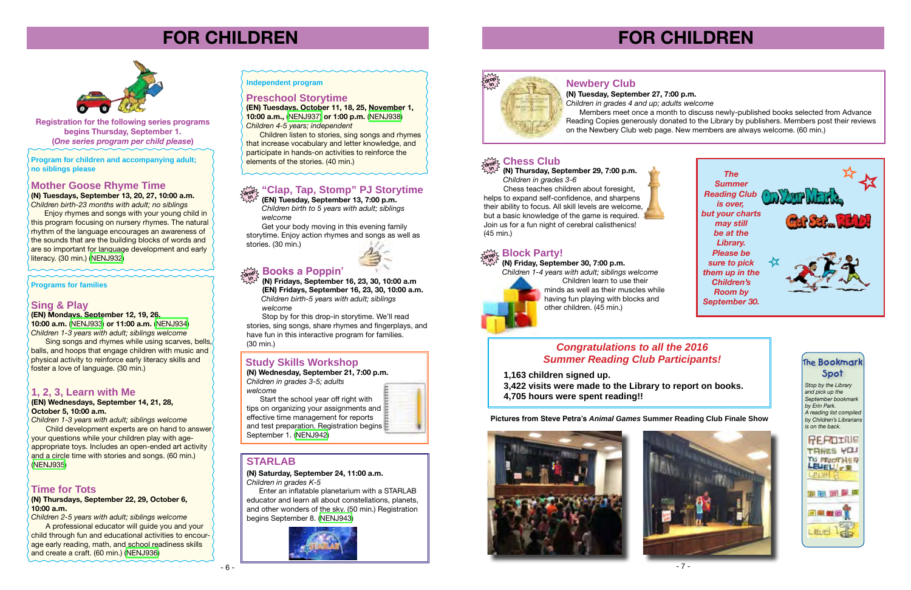# FOR CHILDREN

**Registration for the following series programs begins Thursday, September 1.**
**(*One series program per child please*)**

**Program for children and accompanying adult; no siblings please**

## Mother Goose Rhyme Time

**(N) Tuesdays, September 13, 20, 27, 10:00 a.m.**
*Children birth-23 months with adult; no siblings*

Enjoy rhymes and songs with your young child in this program focusing on nursery rhymes. The natural rhythm of the language encourages an awareness of the sounds that are the building blocks of words and are so important for language development and early literacy. (30 min.) (NENJ932)

**Programs for families**

## Sing & Play

**(EN) Mondays, September 12, 19, 26, 10:00 a.m.** (NENJ933) **or 11:00 a.m.** (NENJ934)
*Children 1-3 years with adult; siblings welcome*

Sing songs and rhymes while using scarves, bells, balls, and hoops that engage children with music and physical activity to reinforce early literacy skills and foster a love of language. (30 min.)

## 1, 2, 3, Learn with Me

**(EN) Wednesdays, September 14, 21, 28, October 5, 10:00 a.m.**
*Children 1-3 years with adult; siblings welcome*

Child development experts are on hand to answer your questions while your children play with age-appropriate toys. Includes an open-ended art activity and a circle time with stories and songs. (60 min.) (NENJ935)

## Time for Tots

**(N) Thursdays, September 22, 29, October 6, 10:00 a.m.**
*Children 2-5 years with adult; siblings welcome*

A professional educator will guide you and your child through fun and educational activities to encourage early reading, math, and school readiness skills and create a craft. (60 min.) (NENJ936)

**Independent program**

## Preschool Storytime

**(EN) Tuesdays, October 11, 18, 25, November 1, 10:00 a.m.,** (NENJ937) **or 1:00 p.m.** (NENJ938)
*Children 4-5 years; independent*

Children listen to stories, sing songs and rhymes that increase vocabulary and letter knowledge, and participate in hands-on activities to reinforce the elements of the stories. (40 min.)

## "Clap, Tap, Stomp" PJ Storytime

**(EN) Tuesday, September 13, 7:00 p.m.**
*Children birth to 5 years with adult; siblings welcome*

Get your body moving in this evening family storytime. Enjoy action rhymes and songs as well as stories. (30 min.)

## Books a Poppin'

**(N) Fridays, September 16, 23, 30, 10:00 a.m**
**(EN) Fridays, September 16, 23, 30, 10:00 a.m.**
*Children birth-5 years with adult; siblings welcome*

Stop by for this drop-in storytime. We'll read stories, sing songs, share rhymes and fingerplays, and have fun in this interactive program for families. (30 min.)

## Study Skills Workshop

**(N) Wednesday, September 21, 7:00 p.m.**
*Children in grades 3-5; adults welcome*

Start the school year off right with tips on organizing your assignments and effective time management for reports and test preparation. Registration begins September 1. (NENJ942)

## STARLAB

**(N) Saturday, September 24, 11:00 a.m.**
*Children in grades K-5*

Enter an inflatable planetarium with a STARLAB educator and learn all about constellations, planets, and other wonders of the sky. (50 min.) Registration begins September 8. (NENJ943)

# FOR CHILDREN

## Newbery Club

**(N) Tuesday, September 27, 7:00 p.m.**
*Children in grades 4 and up; adults welcome*

Members meet once a month to discuss newly-published books selected from Advance Reading Copies generously donated to the Library by publishers. Members post their reviews on the Newbery Club web page. New members are always welcome. (60 min.)

## Chess Club

**(N) Thursday, September 29, 7:00 p.m.**
*Children in grades 3-6*

Chess teaches children about foresight, helps to expand self-confidence, and sharpens their ability to focus. All skill levels are welcome, but a basic knowledge of the game is required. Join us for a fun night of cerebral calisthenics! (45 min.)

## Block Party!

**(N) Friday, September 30, 7:00 p.m.**
*Children 1-4 years with adult; siblings welcome*

Children learn to use their minds as well as their muscles while having fun playing with blocks and other children. (45 min.)

*The Summer Reading Club is over, but your charts may still be at the Library. Please be sure to pick them up in the Children's Room by September 30.*

On Your Mark, Get Set... READ!

## *Congratulations to all the 2016 Summer Reading Club Participants!*

**1,163 children signed up.**
**3,422 visits were made to the Library to report on books.**
**4,705 hours were spent reading!!**

**Pictures from Steve Petra's *Animal Games* Summer Reading Club Finale Show**

## The Bookmark Spot

*Stop by the Library and pick up the September bookmark by Erin Park. A reading list compiled by Children's Librarians is on the back.*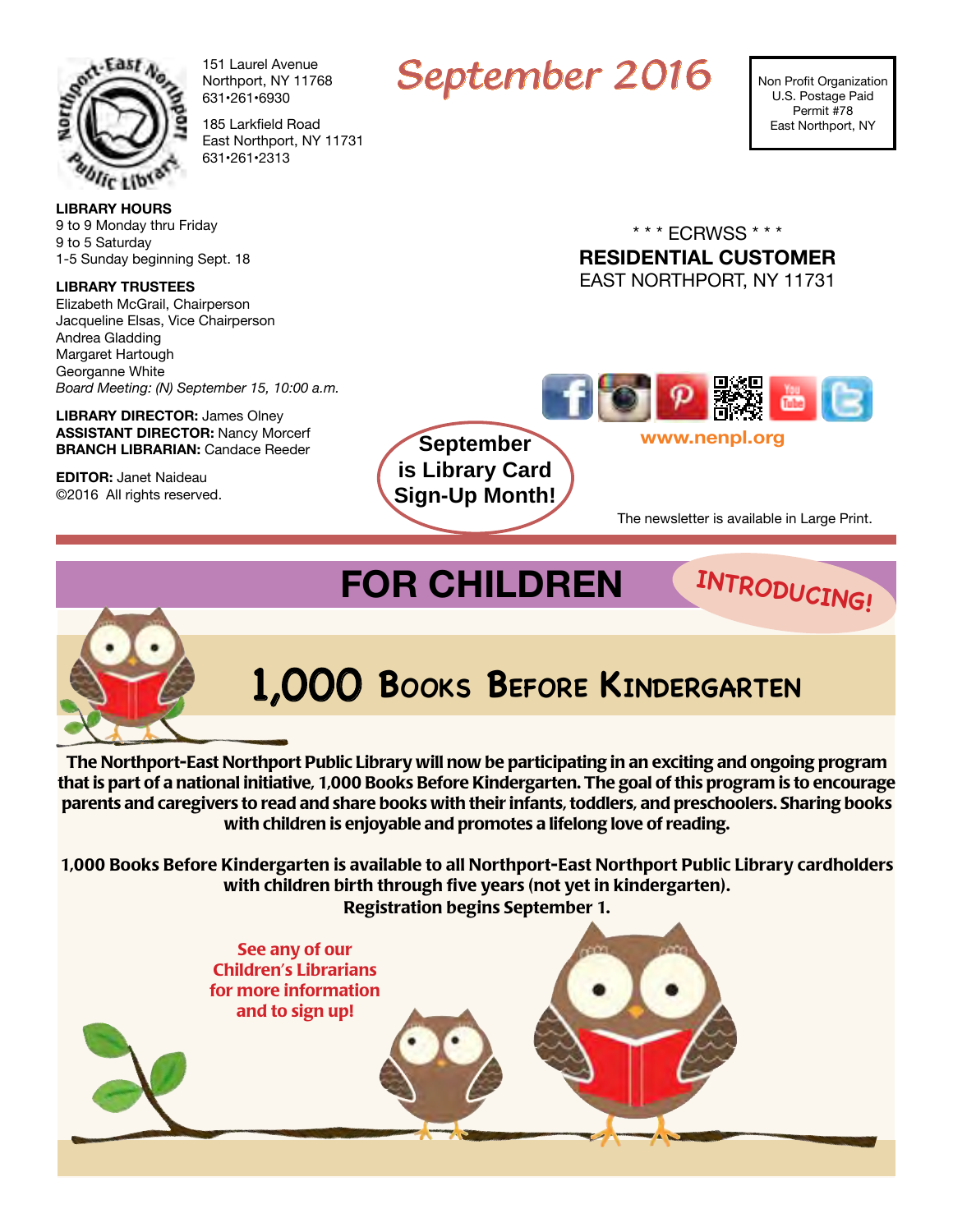151 Laurel Avenue
Northport, NY 11768
631•261•6930

185 Larkfield Road
East Northport, NY 11731
631•261•2313

# September 2016

Non Profit Organization
U.S. Postage Paid
Permit #78
East Northport, NY

**LIBRARY HOURS**
9 to 9 Monday thru Friday
9 to 5 Saturday
1-5 Sunday beginning Sept. 18

**LIBRARY TRUSTEES**
Elizabeth McGrail, Chairperson
Jacqueline Elsas, Vice Chairperson
Andrea Gladding
Margaret Hartough
Georganne White
*Board Meeting: (N) September 15, 10:00 a.m.*

**LIBRARY DIRECTOR:** James Olney
**ASSISTANT DIRECTOR:** Nancy Morcerf
**BRANCH LIBRARIAN:** Candace Reeder

**EDITOR:** Janet Naideau
©2016 All rights reserved.

\* \* \* ECRWSS \* \* \*
**RESIDENTIAL CUSTOMER**
EAST NORTHPORT, NY 11731

**www.nenpl.org**

**September is Library Card Sign-Up Month!**

The newsletter is available in Large Print.

## FOR CHILDREN

**INTRODUCING!**

## 1,000 Books Before Kindergarten

**The Northport-East Northport Public Library will now be participating in an exciting and ongoing program that is part of a national initiative, 1,000 Books Before Kindergarten. The goal of this program is to encourage parents and caregivers to read and share books with their infants, toddlers, and preschoolers. Sharing books with children is enjoyable and promotes a lifelong love of reading.**

**1,000 Books Before Kindergarten is available to all Northport-East Northport Public Library cardholders with children birth through five years (not yet in kindergarten).**
**Registration begins September 1.**

**See any of our Children's Librarians for more information and to sign up!**